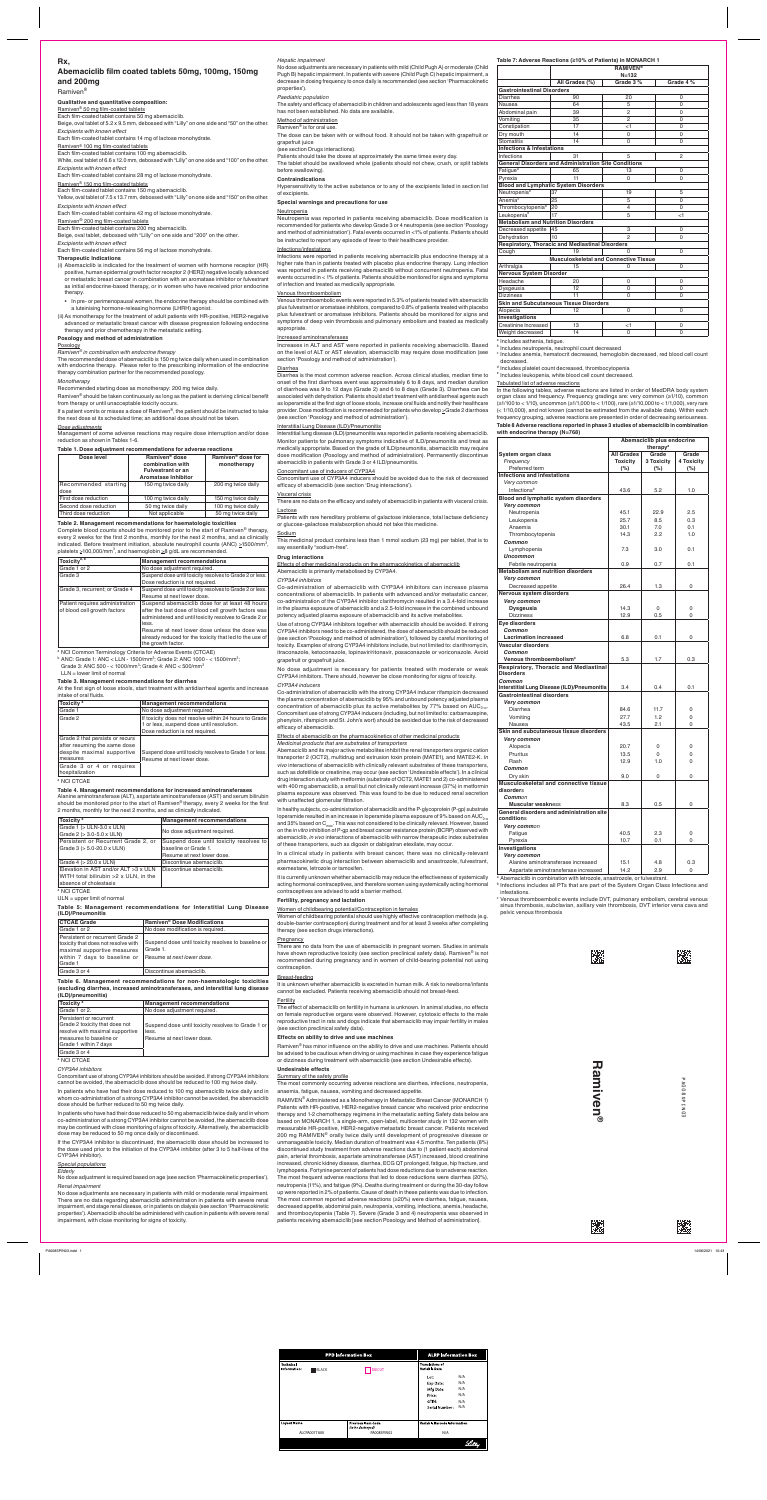# Rx,

# Abemaciclib film coated tablets 50mg, 100mg, 150mg and 200mg

Ramiven®

**Qualitative and quantitative composition:**

Ramiven® 50 mg film-coated tablets

Each film-coated tablet contains 50 mg abemaciclib.

Beige, oval tablet of 5.2 x 9.5 mm, debossed with "Lilly" on one side and "50" on the other.

*Excipients with known effect*

Each film-coated tablet contains 14 mg of lactose monohydrate.

Ramiven® 100 mg film-coated tablets

Each film-coated tablet contains 100 mg abemaciclib.

White, oval tablet of 6.6 x 12.0 mm, debossed with "Lilly" on one side and "100" on the other.

*Excipients with known effect*

Each film-coated tablet contains 28 mg of lactose monohydrate.

Ramiven® 150 mg film-coated tablets

Each film-coated tablet contains 150 mg abemaciclib.

Yellow, oval tablet of 7.5 x 13.7 mm, debossed with "Lilly" on one side and "150" on the other.

*Excipients with known effect*

Each film-coated tablet contains 42 mg of lactose monohydrate.

Ramiven® 200 mg film-coated tablets

Each film-coated tablet contains 200 mg abemaciclib.

Beige, oval tablet, debossed with "Lilly" on one side and "200" on the other.

*Excipients with known effect*

Each film-coated tablet contains 56 mg of lactose monohydrate.

**Therapeutic indications**

(i) Abemaciclib is indicated for the treatment of women with hormone receptor (HR)-positive, human epidermal growth factor receptor 2 (HER2)-negative locally advanced or metastatic breast cancer in combination with an aromatase inhibitor or fulvestrant as initial endocrine-based therapy, or in women who have received prior endocrine therapy.

- In pre- or perimenopausal women, the endocrine therapy should be combined with a luteinising hormone-releasing hormone (LHRH) agonist.

(ii) As monotherapy for the treatment of adult patients with HR-positive, HER2-negative advanced or metastatic breast cancer with disease progression following endocrine therapy and prior chemotherapy in the metastatic setting.

**Posology and method of administration**

Posology

*Ramiven® in combination with endocrine therapy*

The recommended dose of abemaciclib is 150 mg twice daily when used in combination with endocrine therapy. Please refer to the prescribing information of the endocrine therapy combination partner for the recommended posology.

*Monotherapy*

Recommended starting dose as monotherapy: 200 mg twice daily.

Ramiven® should be taken continuously as long as the patient is deriving clinical benefit from therapy or until unacceptable toxicity occurs.

If a patient vomits or misses a dose of Ramiven®, the patient should be instructed to take the next dose at its scheduled time; an additional dose should not be taken.

*Dose adjustments*

Management of some adverse reactions may require dose interruption and/or dose reduction as shown in Tables 1-6.

**Table 1. Dose adjustment recommendations for adverse reactions**

| Dose level | Ramiven® dose combination with Fulvestrant or an Aromatase Inhibitor | Ramiven® dose for monotherapy |
|---|---|---|
| Recommended starting dose | 150 mg twice daily | 200 mg twice daily |
| First dose reduction | 100 mg twice daily | 150 mg twice daily |
| Second dose reduction | 50 mg twice daily | 100 mg twice daily |
| Third dose reduction | Not applicable | 50 mg twice daily |

**Table 2. Management recommendations for haematologic toxicities**

Complete blood counts should be monitored prior to the start of Ramiven® therapy, every 2 weeks for the first 2 months, monthly for the next 2 months, and as clinically indicated. Before treatment initiation, absolute neutrophil counts (ANC) ≥1500/mm³, platelets ≥100,000/mm³, and haemoglobin ≥8 g/dL are recommended.

| Toxicity[a,b] | Management recommendations |
|---|---|
| Grade 1 or 2 | No dose adjustment required. |
| Grade 3 | Suspend dose until toxicity resolves to Grade 2 or less. Dose reduction is not required. |
| Grade 3, recurrent; or Grade 4 | Suspend dose until toxicity resolves to Grade 2 or less. Resume at next lower dose. |
| Patient requires administration of blood cell growth factors | Suspend abemaciclib dose for at least 48 hours after the last dose of blood cell growth factors was administered and until toxicity resolves to Grade 2 or less. Resume at next lower dose unless the dose was already reduced for the toxicity that led to the use of the growth factor. |

[a] NCI Common Terminology Criteria for Adverse Events (CTCAE)

[b] ANC: Grade 1: ANC < LLN - 1500/mm³; Grade 2: ANC 1000 - < 1500/mm³; Grade 3: ANC 500 - < 1000/mm³; Grade 4: ANC < 500/mm³

LLN = lower limit of normal

**Table 3. Management recommendations for diarrhea**

At the first sign of loose stools, start treatment with antidiarrheal agents and increase intake of oral fluids.

| Toxicity[a] | Management recommendations |
|---|---|
| Grade 1 | No dose adjustment required. |
| Grade 2 | If toxicity does not resolve within 24 hours to Grade 1 or less, suspend dose until resolution. Dose reduction is not required. |
| Grade 2 that persists or recurs after resuming the same dose despite maximal supportive measures | Suspend dose until toxicity resolves to Grade 1 or less. Resume at next lower dose. |
| Grade 3 or 4 or requires hospitalization | |

[a] NCI CTCAE

**Table 4. Management recommendations for increased aminotransferases**

Alanine aminotransferase (ALT), aspartate aminotransferase (AST) and serum bilirubin should be monitored prior to the start of Ramiven® therapy, every 2 weeks for the first 2 months, monthly for the next 2 months, and as clinically indicated.

| Toxicity[a] | Management recommendations |
|---|---|
| Grade 1 (> ULN-3.0 x ULN) Grade 2 (> 3.0-5.0 x ULN) | No dose adjustment required. |
| Persistent or Recurrent Grade 2, or Grade 3 (> 5.0-20.0 x ULN) | Suspend dose until toxicity resolves to baseline or Grade 1. Resume at next lower dose. |
| Grade 4 (> 20.0 x ULN) | Discontinue abemaciclib. |
| Elevation in AST and/or ALT > 3 x ULN WITH total bilirubin > 2 x ULN, in the absence of cholestasis | Discontinue abemaciclib. |

[a] NCI CTCAE

ULN = upper limit of normal

**Table 5: Management recommendations for Interstitial Lung Disease (ILD)/Pneumonitis**

| CTCAE Grade | Ramiven® Dose Modifications |
|---|---|
| Grade 1 or 2 | No dose modification is required. |
| Persistent or recurrent Grade 2 toxicity that does not resolve with maximal supportive measures within 7 days to baseline or Grade 1 | Suspend dose until toxicity resolves to baseline or Grade 1. Resume at next lower dose. |
| Grade 3 or 4 | Discontinue abemaciclib. |

**Table 6. Management recommendations for non-haematologic toxicities (excluding diarrhea, increased aminotransferases, and interstitial lung disease (ILD)/pneumonitis)**

| Toxicity[a] | Management recommendations |
|---|---|
| Grade 1 or 2 | No dose adjustment required. |
| Persistent or recurrent Grade 2 toxicity that does not resolve with maximal supportive measures to baseline or Grade 1 within 7 days | Suspend dose until toxicity resolves to Grade 1 or less. Resume at next lower dose. |
| Grade 3 or 4 | |

[a] NCI CTCAE

*CYP3A4 inhibitors*

Concomitant use of strong CYP3A4 inhibitors should be avoided. If strong CYP3A4 inhibitors cannot be avoided, the abemaciclib dose should be reduced to 100 mg twice daily.

In patients who have had their doses reduced to 100 mg abemaciclib twice daily and in whom co-administration of a strong CYP3A4 inhibitor cannot be avoided, the abemaciclib dose should be further reduced to 50 mg twice daily.

In patients who have had their doses reduced to 50 mg abemaciclib twice daily and in whom co-administration of a strong CYP3A4 inhibitor cannot be avoided, the abemaciclib dose may be continued with close monitoring of signs of toxicity. Alternatively, the abemaciclib dose may be reduced to 50 mg once daily or discontinued.

If the CYP3A4 inhibitor is discontinued, the abemaciclib dose should be increased to the dose used prior to the initiation of the CYP3A4 inhibitor (after 3 to 5 half-lives of the CYP3A4 inhibitor).

*Special populations*

*Elderly*

No dose adjustment is required based on age (see 'Pharmacokinetic properties').

*Renal impairment*

No dose adjustments are necessary in patients with mild or moderate renal impairment. There are no data regarding abemaciclib administration in patients with severe renal impairment, end stage renal disease, or in patients on dialysis (see section 'Pharmacokinetic properties'). Abemaciclib should be administered with caution in patients with severe renal impairment, with close monitoring for signs of toxicity.

*Hepatic impairment*

No dose adjustments are necessary in patients with mild (Child Pugh A) or moderate (Child Pugh B) hepatic impairment. In patients with severe (Child Pugh C) hepatic impairment, a decrease in dosing frequency to once daily is recommended (see section 'Pharmacokinetic properties').

*Paediatric population*

The safety and efficacy of abemaciclib in children and adolescents aged less than 18 years has not been established. No data are available.

Method of administration

Ramiven® is for oral use.

The dose can be taken with or without food. It should not be taken with grapefruit or grapefruit juice (see section Drug interactions).

Patients should take the doses at approximately the same times every day.

The tablet should be swallowed whole (patients should not chew, crush, or split tablets before swallowing).

**Contraindications**

Hypersensitivity to the active substance or to any of the excipients listed in section list of excipients.

**Special warnings and precautions for use**

Neutropenia

Neutropenia was reported in patients receiving abemaciclib. Dose modification is recommended for patients who develop Grade 3 or 4 neutropenia (see section 'Posology and method of administration'). Fatal events occurred in <1% of patients. Patients should be instructed to report any episode of fever to their healthcare provider.

Infections/infestations

Infections were reported in patients receiving abemaciclib plus endocrine therapy at a higher rate than in patients treated with placebo plus endocrine therapy. Lung infection was reported in patients receiving abemaciclib without concurrent neutropenia. Fatal events occurred in < 1% of patients. Patients should be monitored for signs and symptoms of infection and treated as medically appropriate.

Venous thromboembolism

Venous thromboembolic events were reported in 5.3% of patients treated with abemaciclib plus fulvestrant or aromatase inhibitors, compared to 0.8% of patients treated with placebo plus fulvestrant or aromatase inhibitors. Patients should be monitored for signs and symptoms of deep vein thrombosis and pulmonary embolism and treated as medically appropriate.

Increased aminotransferases

Increases in ALT and AST were reported in patients receiving abemaciclib. Based on the level of ALT or AST elevation, abemaciclib may require dose modification (see section 'Posology and method of administration').

Diarrhea

Diarrhea is the most common adverse reaction. Across clinical studies, median time to onset of the first diarrhea event was approximately 6 to 8 days, and median duration of diarrhea was 9 to 12 days (Grade 2) and 6 to 8 days (Grade 3). Diarrhea can be associated with dehydration. Patients should start treatment with antidiarrheal agents such as loperamide at the first sign of loose stools, increase oral fluids and notify their healthcare provider. Dose modification is recommended for patients who develop ≥Grade 2 diarrhea (see section 'Posology and method of administration').

Interstitial Lung Disease (ILD)/Pneumonitis

Interstitial lung disease (ILD)/pneumonitis was reported in patients receiving abemaciclib. Monitor patients for pulmonary symptoms indicative of ILD/pneumonitis and treat as medically appropriate. Based on the grade of ILD/pneumonitis, abemaciclib may require dose modification (Posology and method of administration). Permanently discontinue abemaciclib in patients with Grade 3 or 4 ILD/pneumonitis.

Concomitant use of inducers of CYP3A4

Concomitant use of CYP3A4 inducers should be avoided due to the risk of decreased efficacy of abemaciclib (see section 'Drug interactions').

Visceral crisis

There are no data on the efficacy and safety of abemaciclib in patients with visceral crisis.

Lactose

Patients with rare hereditary problems of galactose intolerance, total lactase deficiency or glucose-galactose malabsorption should not take this medicine.

Sodium

This medicinal product contains less than 1 mmol sodium (23 mg) per tablet, that is to say essentially "sodium-free".

**Drug interactions**

Effects of other medicinal products on the pharmacokinetics of abemaciclib

Abemaciclib is primarily metabolised by CYP3A4.

*CYP3A4 inhibitors*

Co-administration of abemaciclib with CYP3A4 inhibitors can increase plasma concentrations of abemaciclib. In patients with advanced and/or metastatic cancer, co-administration of the CYP3A4 inhibitor clarithromycin resulted in a 3.4-fold increase in the plasma exposure of abemaciclib and a 2.5-fold increase in the combined unbound potency adjusted plasma exposure of abemaciclib and its active metabolites.

Use of strong CYP3A4 inhibitors together with abemaciclib should be avoided. If strong CYP3A4 inhibitors need to be co-administered, the dose of abemaciclib should be reduced (see section 'Posology and method of administration'), followed by careful monitoring of toxicity. Examples of strong CYP3A4 inhibitors include, but not limited to: clarithromycin, itraconazole, ketoconazole, lopinavir/ritonavir, posaconazole or voriconazole. Avoid grapefruit or grapefruit juice.

No dose adjustment is necessary for patients treated with moderate or weak CYP3A4 inhibitors. There should, however be close monitoring for signs of toxicity.

*CYP3A4 inducers*

Co-administration of abemaciclib with the strong CYP3A4 inducer rifampicin decreased the plasma concentration of abemaciclib by 95% and unbound potency adjusted plasma concentration of abemaciclib plus its active metabolites by 77% based on $AUC_{0-\infty}$. Concomitant use of strong CYP3A4 inducers (including, but not limited to: carbamazepine, phenytoin, rifampicin and St. John's wort) should be avoided due to the risk of decreased efficacy of abemaciclib.

Effects of abemaciclib on the pharmacokinetics of other medicinal products

*Medicinal products that are substrates of transporters*

Abemaciclib and its major active metabolites inhibit the renal transporters organic cation transporter 2 (OCT2), multidrug and extrusion toxin protein (MATE1), and MATE2-K. In vivo interactions of abemaciclib with clinically relevant substrates of these transporters, such as dofetilide or creatinine, may occur (see section 'Undesirable effects'). In a clinical drug interaction study with metformin (substrate of OCT2, MATE1 and 2) co-administered with 400 mg abemaciclib, a small but not clinically relevant increase (37%) in metformin plasma exposure was observed. This was found to be due to reduced renal secretion with unaffected glomerular filtration.

In healthy subjects, co-administration of abemaciclib and the P-glycoprotein (P-gp) substrate loperamide resulted in an increase in loperamide plasma exposure of 9% based on $AUC_{0-\infty}$ and 35% based on $C_{max}$. This was not considered to be clinically relevant. However, based on the in vitro inhibition of P-gp and breast cancer resistance protein (BCRP) observed with abemaciclib, in vivo interactions of abemaciclib with narrow therapeutic index substrates of these transporters, such as digoxin or dabigatran etexilate, may occur.

In a clinical study in patients with breast cancer, there was no clinically-relevant pharmacokinetic drug interaction between abemaciclib and anastrozole, fulvestrant, exemestane, letrozole or tamoxifen.

It is currently unknown whether abemaciclib may reduce the effectiveness of systemically acting hormonal contraceptives, and therefore women using systemically acting hormonal contraceptives are advised to add a barrier method.

**Fertility, pregnancy and lactation**

Women of childbearing potential/Contraception in females

Women of childbearing potential should use highly effective contraception methods (e.g. double-barrier contraception) during treatment and for at least 3 weeks after completing therapy (see section drugs interactions).

Pregnancy

There are no data from the use of abemaciclib in pregnant women. Studies in animals have shown reproductive toxicity (see section preclinical safety data). Ramiven® is not recommended during pregnancy and in women of child-bearing potential not using contraception.

Breast-feeding

It is unknown whether abemaciclib is excreted in human milk. A risk to newborns/infants cannot be excluded. Patients receiving abemaciclib should not breast-feed.

Fertility

The effect of abemaciclib on fertility in humans is unknown. In animal studies, no effects on female reproductive organs were observed. However, cytotoxic effects to the male reproductive tract in rats and dogs indicate that abemaciclib may impair fertility in males (see section preclinical safety data).

**Effects on ability to drive and use machines**

Ramiven® has minor influence on the ability to drive and use machines. Patients should be advised to be cautious when driving or using machines in case they experience fatigue or dizziness during treatment with abemaciclib (see section Undesirable effects).

**Undesirable effects**

Summary of the safety profile

The most commonly occurring adverse reactions are diarrhea, infections, neutropenia, anaemia, fatigue, nausea, vomiting and decreased appetite.

RAMIVEN® Administered as a Monotherapy in Metastatic Breast Cancer (MONARCH 1)

Patients with HR-positive, HER2-negative breast cancer who received prior endocrine therapy and 1-2 chemotherapy regimens in the metastatic setting Safety data below are based on MONARCH 1, a single-arm, open-label, multicenter study in 132 women with measurable HR-positive, HER2-negative metastatic breast cancer. Patients received 200 mg RAMIVEN® orally twice daily until development of progressive disease or unmanageable toxicity. Median duration of treatment was 4.5 months. Ten patients (8%) discontinued study treatment from adverse reactions due to (1 patient each) abdominal pain, arterial thrombosis, aspartate aminotransferase (AST) increased, blood creatinine increased, chronic kidney disease, diarrhea, ECG QT prolonged, fatigue, hip fracture, and lymphopenia. Forty-nine percent of patients had dose reductions due to an adverse reaction. The most frequent adverse reactions that led to dose reductions were diarrhea (20%), neutropenia (11%), and fatigue (9%). Deaths during treatment or during the 30-day follow up were reported in 2% of patients. Cause of death in these patients was due to infection. The most common reported adverse reactions (≥20%) were diarrhea, fatigue, nausea, decreased appetite, abdominal pain, neutropenia, vomiting, infections, anemia, headache, and thrombocytopenia (Table 7). Severe (Grade 3 and 4) neutropenia was observed in patients receiving abemaciclib [see section Posology and Method of administration].

**Table 7: Adverse Reactions (≥10% of Patients) in MONARCH 1**

| | RAMIVEN® N=132 | | |
|---|---|---|---|
| | All Grades (%) | Grade 3 % | Grade 4 % |
| **Gastrointestinal Disorders** | | | |
| Diarrhea | 90 | 20 | 0 |
| Nausea | 64 | 5 | 0 |
| Abdominal pain | 39 | 2 | 0 |
| Vomiting | 35 | 2 | 0 |
| Constipation | 17 | <1 | 0 |
| Dry mouth | 14 | 0 | 0 |
| Stomatitis | 14 | 0 | 0 |
| **Infections & Infestations** | | | |
| Infections | 31 | 5 | 2 |
| **General Disorders and Administration Site Conditions** | | | |
| Fatigue[a] | 65 | 13 | 0 |
| Pyrexia | 11 | 0 | 0 |
| **Blood and Lymphatic System Disorders** | | | |
| Neutropenia[b] | 37 | 19 | 5 |
| Anemia[c] | 25 | 5 | 0 |
| Thrombocytopenia[d] | 20 | 4 | 0 |
| Leukopenia[e] | 17 | 5 | <1 |
| **Metabolism and Nutrition Disorders** | | | |
| Decreased appetite | 45 | 3 | 0 |
| Dehydration | 10 | 2 | 0 |
| **Respiratory, Thoracic and Mediastinal Disorders** | | | |
| Cough | 19 | 0 | 0 |
| **Musculoskeletal and Connective Tissue** | | | |
| Arthralgia | 15 | 0 | 0 |
| **Nervous System Disorder** | | | |
| Headache | 20 | 0 | 0 |
| Dysgeusia | 12 | 0 | 0 |
| Dizziness | 11 | 0 | 0 |
| **Skin and Subcutaneous Tissue Disorders** | | | |
| Alopecia | 12 | 0 | 0 |
| **Investigations** | | | |
| Creatinine increased | 13 | <1 | 0 |
| Weight decreased | 14 | 0 | 0 |

[a] Includes asthenia, fatigue.

[b] Includes neutropenia, neutrophil count decreased.

[c] Includes anemia, hematocrit decreased, hemoglobin decreased, red blood cell count decreased.

[d] Includes platelet count decreased, thrombocytopenia.

[e] Includes leukopenia, white blood cell count decreased.

Tabulated list of adverse reactions

In the following tables, adverse reactions are listed in order of MedDRA body system organ class and frequency. Frequency gradings are: very common (≥1/10), common (≥1/100 to < 1/10), uncommon (≥1/1,000 to < 1/100), rare (≥1/10,000 to < 1/1,000), very rare (< 1/10,000), and not known (cannot be estimated from the available data). Within each frequency grouping, adverse reactions are presented in order of decreasing seriousness.

**Table 8 Adverse reactions reported in phase 3 studies of abemaciclib in combination with endocrine therapy (N=768)**

| System organ class *Frequency* Preferred term | Abemaciclib plus endocrine therapy[a] All Grades Toxicity (%) | Grade 3 Toxicity (%) | Grade 4 Toxicity (%) |
|---|---|---|---|
| **Infections and infestations** | | | |
| *Very common* | | | |
| Infections[b] | 43.6 | 5.2 | 1.0 |
| **Blood and lymphatic system disorders** | | | |
| *Very common* | | | |
| Neutropenia | 45.1 | 22.9 | 2.5 |
| Leukopenia | 25.7 | 8.5 | 0.3 |
| Anaemia | 30.1 | 7.0 | 0.1 |
| Thrombocytopenia | 14.3 | 2.2 | 1.0 |
| *Common* | | | |
| Lymphopenia | 7.3 | 3.0 | 0.1 |
| *Uncommon* | | | |
| Febrile neutropenia | 0.9 | 0.7 | 0.1 |
| **Metabolism and nutrition disorders** | | | |
| *Very common* | | | |
| Decreased appetite | 26.4 | 1.3 | 0 |
| **Nervous system disorders** | | | |
| *Very common* | | | |
| Dysgeusia | 14.3 | 0 | 0 |
| Dizziness | 12.9 | 0.5 | 0 |
| **Eye disorders** | | | |
| *Common* | | | |
| Lacrimation increased | 6.8 | 0.1 | 0 |
| **Vascular disorders** | | | |
| *Common* | | | |
| Venous thromboembolism[c] | 5.3 | 1.7 | 0.3 |
| **Respiratory, Thoracic and Mediastinal Disorders** | | | |
| *Common* | | | |
| Interstitial Lung Disease (ILD)/Pneumonitis | 3.4 | 0.4 | 0.1 |
| **Gastrointestinal disorders** | | | |
| *Very common* | | | |
| Diarrhea | 84.6 | 11.7 | 0 |
| Vomiting | 27.7 | 1.2 | 0 |
| Nausea | 43.5 | 2.1 | 0 |
| **Skin and subcutaneous tissue disorders** | | | |
| *Very common* | | | |
| Alopecia | 20.7 | 0 | 0 |
| Pruritus | 13.5 | 0 | 0 |
| Rash | 12.9 | 1.0 | 0 |
| *Common* | | | |
| Dry skin | 9.0 | 0 | 0 |
| **Musculoskeletal and connective tissue disorders** | | | |
| *Common* | | | |
| Muscular weakness | 8.3 | 0.5 | 0 |
| **General disorders and administration site conditions** | | | |
| *Very common* | | | |
| Fatigue | 40.5 | 2.3 | 0 |
| Pyrexia | 10.7 | 0.1 | 0 |
| **Investigations** | | | |
| *Very common* | | | |
| Alanine aminotransferase increased | 15.1 | 4.8 | 0.3 |
| Aspartate aminotransferase increased | 14.2 | 2.9 | 0 |

[a] Abemaciclib in combination with letrozole, anastrozole, or fulvestrant.

[b] Infections includes all PTs that are part of the System Organ Class Infections and infestations.

[c] Venous thromboembolic events include DVT, pulmonary embolism, cerebral venous sinus thrombosis, subclavian, axillary vein thrombosis, DVT inferior vena cava and pelvic venous thrombosis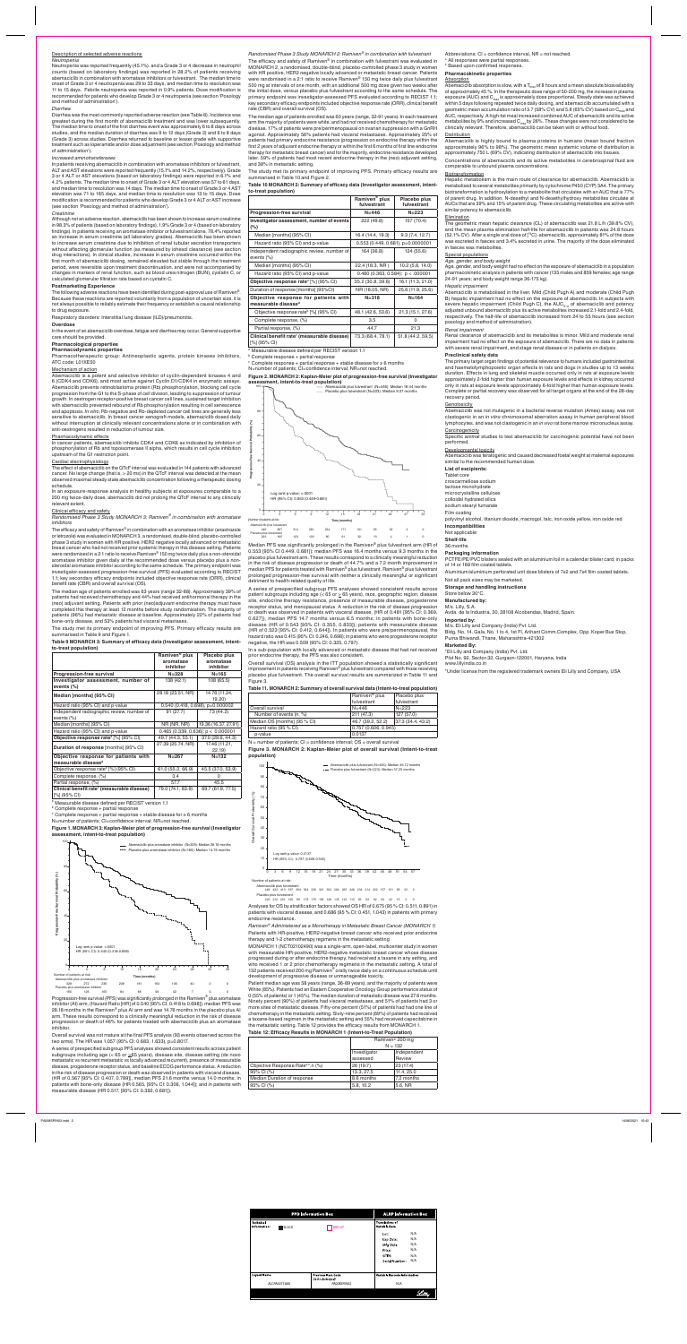### Description of selected adverse reactions

*Neutropenia*

Neutropenia was reported frequently (45.1%), and a Grade 3 or 4 decrease in neutrophil counts (based on laboratory findings) was reported in 28.2% of patients receiving abemaciclib in combination with aromatase inhibitors or fulvestrant. The median time to onset of Grade 3 or 4 neutropenia was 29 to 33 days, and median time to resolution was 11 to 15 days. Febrile neutropenia was reported in 0.9% patients. Dose modification is recommended for patients who develop Grade 3 or 4 neutropenia [see section 'Posology and method of administration'].

*Diarrhea*

Diarrhea was the most commonly reported adverse reaction (see Table 8). Incidence was greatest during the first month of abemaciclib treatment and was lower subsequently. The median time to onset of the first diarrhea event was approximately 6 to 8 days across studies, and the median duration of diarrhea was 9 to 12 days (Grade 2) and 6 to 8 days (Grade 3) across studies. Diarrhea returned to baseline or lesser grade with supportive treatment such as loperamide and/or dose adjustment (see section 'Posology and method of administration').

*Increased aminotransferases*

In patients receiving abemaciclib in combination with aromatase inhibitors or fulvestrant, ALT and AST elevations were reported frequently (15.1% and 14.2%, respectively). Grade 3 or 4 ALT or AST elevations (based on laboratory findings) were reported in 6.1% and 4.2% patients. The median time to onset of Grade 3 or 4 ALT elevation was 57 to 61 days and median time to resolution was 14 days. The median time to onset of Grade 3 or 4 AST elevation was 71 to 185 days, and median time to resolution was 13 to 15 days. Dose modification is recommended for patients who develop Grade 3 or 4 ALT or AST increase (see section 'Posology and method of administration').

*Creatinine*

Although not an adverse reaction, abemaciclib has been shown to increase serum creatinine in 98.3% of patients (based on laboratory findings), 1.9% Grade 3 or 4 (based on laboratory findings). In patients receiving an aromatase inhibitor or fulvestrant alone, 78.4% reported an increase in serum creatinine (all laboratory grades). Abemaciclib has been shown to increase serum creatinine due to inhibition of renal tubular secretion transporters without affecting glomerular function (as measured by iohexol clearance) (see section drug interactions). In clinical studies, increases in serum creatinine occurred within the first month of abemaciclib dosing, remained elevated but stable through the treatment period, were reversible upon treatment discontinuation, and were not accompanied by changes in markers of renal function, such as blood urea nitrogen (BUN), cystatin C, or calculated glomerular filtration rate based on cystatin C.

### Postmarketing Experience

The following adverse reactions have been identified during post-approval use of Ramiven®. Because these reactions are reported voluntarily from a population of uncertain size, it is not always possible to reliably estimate their frequency or establish a causal relationship to drug exposure.

Respiratory disorders: Interstitial lung disease (ILD)/pneumonitis.

### Overdose

In the event of an abemaciclib overdose, fatigue and diarrhea may occur. General supportive care should be provided.

### Pharmacological properties

**Pharmacodynamic properties**

Pharmacotherapeutic group: Antineoplastic agents, protein kinases inhibitors, ATC code: L01XE50

*Mechanism of action*

Abemaciclib is a potent and selective inhibitor of cyclin-dependent kinases 4 and 6 (CDK4 and CDK6), and most active against Cyclin D1/CDK4 in enzymatic assays. Abemaciclib prevents retinoblastoma protein (Rb) phosphorylation, blocking cell cycle progression from the G1 to the S-phase of cell division, leading to suppression of tumour growth. In oestrogen receptor-positive breast cancer cell lines, sustained target inhibition with abemaciclib prevented rebound of Rb phosphorylation resulting in cell senescence and apoptosis. In vitro, Rb-negative and Rb-depleted cancer cell lines are generally less sensitive to abemaciclib. In breast cancer xenograft models, abemaciclib dosed daily without interruption at clinically relevant concentrations alone or in combination with anti-oestrogens resulted in reduction of tumour size.

*Pharmacodynamic effects*

In cancer patients, abemaciclib inhibits CDK4 and CDK6 as indicated by inhibition of phosphorylation of Rb and topoisomerase II alpha, which results in cell cycle inhibition upstream of the G1 restriction point.

*Cardiac electrophysiology*

The effect of abemaciclib on the QTcF interval was evaluated in 144 patients with advanced cancer. No large change (that is, > 20 ms) in the QTcF interval was detected at the mean observed maximal steady state abemaciclib concentration following a therapeutic dosing schedule.

In an exposure-response analysis in healthy subjects at exposures comparable to a 200 mg twice-daily dose, abemaciclib did not prolong the QTcF interval to any clinically relevant extent.

*Clinical efficacy and safety*

*Randomised Phase 3 Study MONARCH 3: Ramiven® in combination with aromatase inhibitors*

The efficacy and safety of Ramiven® in combination with an aromatase inhibitor (anastrozole or letrozole) was evaluated in MONARCH 3, a randomised, double-blind, placebo-controlled phase 3 study in women with HR positive, HER2 negative locally advanced or metastatic breast cancer who had not received prior systemic therapy in this disease setting. Patients were randomised in a 2:1 ratio to receive Ramiven® 150 mg twice daily plus a non-steroidal aromatase inhibitor given daily at the recommended dose versus placebo plus a non-steroidal aromatase inhibitor according to the same schedule. The primary endpoint was investigator-assessed progression-free survival (PFS) evaluated according to RECIST 1.1; key secondary efficacy endpoints included objective response rate (ORR), clinical benefit rate (CBR) and overall survival (OS).

The median age of patients enrolled was 63 years (range 32-88). Approximately 39% of patients had received chemotherapy and 44% had received antihormonal therapy in the (neo) adjuvant setting. Patients with prior (neo)adjuvant endocrine therapy must have completed this therapy at least 12 months before study randomisation. The majority of patients (96%) had metastatic disease at baseline. Approximately 22% of patients had bone-only disease, and 53% patients had visceral metastases.

The study met its primary endpoint of improving PFS. Primary efficacy results are summarised in Table 9 and Figure 1.

**Table 9 MONARCH 3: Summary of efficacy data (Investigator assessment, intent-to-treat population)**

| | Ramiven® plus aromatase inhibitor N=328 | Placebo plus aromatase inhibitor N=165 |
|---|---|---|
| **Progression-free survival** | | |
| **Investigator assessment, number of events (%)** | 138 (42.1) | 108 (65.5) |
| **Median (months) (95% CI)** | 28.18 (23.51, NR) | 14.76 (11.24, 19.20) |
| Hazard ratio (95% CI) and p-value | 0.540 (0.418, 0.698); p=0.000002 | |
| Independent radiographic review, number of events (%) | 91 (27.7) | 73 (44.2) |
| Median (months) (95% CI) | NR (NR, NR) | 19.36 (16.37, 27.91) |
| Hazard ratio (95% CI) and p-value | 0.465 (0.339, 0.636); p < 0.000001 | |
| **Objective response rate**[b] **(%) (95% CI)** | 49.7 (44.3, 55.1) | 37.0 (29.6, 44.3) |
| **Duration of response** (months) (95% CI) | 27.39 (25.74, NR) | 17.46 (11.21, 22.19) |
| **Objective response for patients with measurable disease**[a] | **N=267** | **N=132** |
| Objective response rate[b] (%) (95% CI) | 61.0 (55.2, 66.9) | 45.5 (37.0, 53.9) |
| Complete response, (%) | 3.4 | 0 |
| Partial response, (%) | 57.7 | 45.5 |
| **Clinical benefit rate**[c] **(measurable disease) (%) (95% CI)** | 79.0 (74.1, 83.9) | 69.7 (61.9, 77.5) |

[a] Measurable disease defined per RECIST version 1.1
[b] Complete response + partial response
[c] Complete response + partial response + stable disease for ≥ 6 months
N=number of patients; CI=confidence interval; NR=not reached.

**Figure 1. MONARCH 3: Kaplan-Meier plot of progression-free survival (Investigator assessment, intent-to-treat population)**

Abemaciclib plus aromatase inhibitor (N=328): Median 28.18 months
Placebo plus aromatase inhibitor (N=165): Median 14.76 months

Progression-Free Survival Probability (%)
Log rank p-value: <.0001
HR (95% CI): 0.540 (0.418-0.698)
Time (months)
Number of patients at risk
Abemaciclib plus aromatase inhibitor
328 272 236 191 164 133 50 0 0
Placebo plus aromatase inhibitor
165 120 88 66 52 42 17 0 0

Progression-free survival (PFS) was significantly prolonged in the Ramiven® plus aromatase inhibitor (AI) arm; (Hazard Ratio [HR] of 0.540 [95% CI, 0.418 to 0.698]); median PFS was 28.18 months in the Ramiven® plus AI arm and 14.76 months in the placebo plus AI arm. These results correspond to a clinically meaningful reduction in the risk of disease progression or death of 46% for patients treated with abemaciclib plus an aromatase inhibitor.

Overall survival was not mature at the final PFS analysis (93 events observed across the two arms). The HR was 1.057 (95% CI: 0.683, 1.633), p=0.8017.

A series of prespecified subgroup PFS analyses showed consistent results across patient subgroups including age (< 65 or ≥65 years), disease site, disease setting (de novo metastatic vs recurrent metastatic vs locally advanced recurrent), presence of measurable disease, progesterone receptor status, and baseline ECOG performance status. A reduction in the risk of disease progression or death was observed in patients with visceral disease, (HR of 0.567 [95% CI: 0.407, 0.789]), median PFS 21.6 months versus 14.0 months; in patients with bone-only disease (HR 0.565, [95% CI 0.306, 1.044]); and in patients with measurable disease (HR 0.517, [95% CI: 0.392, 0.681]).

*Randomised Phase 3 Study MONARCH 2: Ramiven® in combination with fulvestrant*

The efficacy and safety of Ramiven® in combination with fulvestrant was evaluated in MONARCH 2, a randomised, double-blind, placebo-controlled phase 3 study in women with HR positive, HER2 negative locally advanced or metastatic breast cancer. Patients were randomised in a 2:1 ratio to receive Ramiven® 150 mg twice daily plus fulvestrant 500 mg at intervals of one month, with an additional 500 mg dose given two weeks after the initial dose, versus placebo plus fulvestrant according to the same schedule. The primary endpoint was investigator-assessed PFS evaluated according to RECIST 1.1; key secondary efficacy endpoints included objective response rate (ORR), clinical benefit rate (CBR) and overall survival (OS).

The median age of patients enrolled was 60 years (range, 32-91 years). In each treatment arm the majority of patients were white, and had not received chemotherapy for metastatic disease. 17% of patients were pre/perimenopausal on ovarian suppression with a GnRH agonist. Approximately 56% patients had visceral metastases. Approximately 25% of patients had primary endocrine resistance (progression on endocrine therapy within the first 2 years of adjuvant endocrine therapy or within the first 6 months of first line endocrine therapy for metastatic breast cancer) and the majority, endocrine resistance developed later. 59% of patients had most recent endocrine therapy in the (neo) adjuvant setting, and 38% in metastatic setting.

The study met its primary endpoint of improving PFS. Primary efficacy results are summarised in Table 10 and Figure 2.

**Table 10 MONARCH 2: Summary of efficacy data (Investigator assessment, intent-to-treat population)**

| | Ramiven® plus fulvestrant N=446 | Placebo plus fulvestrant N=223 |
|---|---|---|
| **Progression-free survival** | | |
| **Investigator assessment, number of events (%)** | 222 (49.8) | 157 (70.4) |
| Median (months) (95% CI) | 16.4 (14.4, 19.3) | 9.3 (7.4, 12.7) |
| Hazard ratio (95% CI) and p-value | 0.553 (0.449, 0.681), p=0.0000001 | |
| Independent radiographic review, number of events (%) | 164 (36.8) | 124 (55.6) |
| Median (months) (95% CI) | 22.4 (18.3, NR) | 10.2 (5.8, 14.0) |
| Hazard ratio (95% CI) and p-value | 0.460 (0.363, 0.584); p < .000001 | |
| **Objective response rate**[b] **(%) (95% CI)** | 35.2 (30.8, 39.6) | 16.1 (11.3, 21.0) |
| Duration of response (months) (95% CI) | NR (18.05, NR) | 25.6 (11.9, 25.6) |
| **Objective response for patients with measurable disease**[a] | **N=318** | **N=164** |
| Objective response rate[b] (%) (95% CI) | 48.1 (42.6, 53.6) | 21.3 (15.1, 27.6) |
| Complete response, (%) | 3.5 | 0 |
| Partial response, (%) | 44.7 | 21.3 |
| **Clinical benefit rate**[c] **(measurable disease) (%) (95% CI)** | 73.3 (68.4, 78.1) | 51.8 (44.2, 59.5) |

[a] Measurable disease defined per RECIST version 1.1
[b] Complete response + partial response
[c] Complete response + partial response + stable disease for ≥ 6 months
N=number of patients; CI=confidence interval, NR=not reached.

**Figure 2. MONARCH 2: Kaplan-Meier plot of progression-free survival (Investigator assessment, intent-to-treat population)**

Abemaciclib plus fulvestrant (N=446): Median 16.44 months
Placebo plus fulvestrant (N=223): Median 9.27 months

Progression-Free Survival Probability (%)
Log rank p-value: <.0001
HR (95% CI): 0.553 (0.449-0.681)
Time (months)
Number of patients at risk
Abemaciclib plus fulvestrant
446 367 314 266 232 171 101 55 32 0 0
Placebo plus fulvestrant
223 165 123 100 82 52 30 13 4 1 0

Median PFS was significantly prolonged in the Ramiven® plus fulvestrant arm (HR of 0.553 [95% CI: 0.449, 0.681]); median PFS was 16.4 months versus 9.3 months in the placebo plus fulvestrant arm. These results correspond to a clinically meaningful reduction in the risk of disease progression or death of 44.7% and a 7.2 month improvement in median PFS for patients treated with Ramiven® plus fulvestrant. Ramiven® plus fulvestrant prolonged progression-free survival with neither a clinically meaningful or significant detriment to health-related quality of life.

A series of prespecified subgroup PFS analyses showed consistent results across patient subgroups including age (< 65 or ≥ 65 years), race, geographic region, disease site, endocrine therapy resistance, presence of measurable disease, progesterone receptor status, and menopausal status. A reduction in the risk of disease progression or death was observed in patients with visceral disease, (HR of 0.481 [95% CI: 0.369, 0.627]), median PFS 14.7 months versus 6.5 months; in patients with bone-only disease (HR of 0.543 [95% CI: 0.355, 0.833]); patients with measurable disease (HR of 0.523 [95% CI: 0.412, 0.664]). In patients who were pre/perimenopausal, the hazard ratio was 0.415 (95% CI: 0.246, 0.698); in patients who were progesterone receptor negative, the HR was 0.509 (95% CI: 0.325, 0.797).

In a sub-population with locally advanced or metastatic disease that had not received prior endocrine therapy, the PFS was also consistent.

Overall survival (OS) analysis in the ITT population showed a statistically significant improvement in patients receiving Ramiven® plus fulvestrant compared with those receiving placebo plus fulvestrant. The overall survival results are summarized in Table 11 and Figure 3.

**Table 11. MONARCH 2: Summary of overall survival data (Intent-to-treat population)**

| | Ramiven® plus fulvestrant | Placebo plus fulvestrant |
|---|---|---|
| Overall survival | N=446 | N=223 |
| Number of events (n, %) | 211 (47.3) | 127 (57.0) |
| Median OS [months] (95 % CI) | 46.7 (39.2, 52.2) | 37.3 (34.4, 43.2) |
| Hazard ratio (95 % CI) | 0.757 (0.606, 0.945) | |
| p-value | 0.0137 | |

N = number of patients; CI = confidence interval; OS = overall survival

**Figure 3. MONARCH 2: Kaplan-Meier plot of overall survival (Intent-to-treat population)**

Abemaciclib plus fulvestrant (N=446): Median 46.72 months
Placebo plus fulvestrant (N=223): Median 37.25 months

Overall Survival Probability (%)
Log rank p-value: 0.0137
HR (95% CI): 0.757 (0.606-0.945)
Time (months)
Number of patients at risk
Abemaciclib plus fulvestrant
446 432 415 397 384 370 357 342 326 306 295 282 267 249 238 214 202 187 151 98 55 23 6
Placebo plus fulvestrant
223 214 205 190 180 170 159 148 138 132 122 115 106 98 94 86 78 73 56 37 20 10 4

Analyses for OS by stratification factors showed OS HR of 0.675 (95 % CI: 0.511, 0.891) in patients with visceral disease, and 0.686 (95 % CI: 0.451, 1.043) in patients with primary endocrine resistance.

*Ramiven® Administered as a Monotherapy in Metastatic Breast Cancer (MONARCH 1)*

Patients with HR-positive, HER2-negative breast cancer who received prior endocrine therapy and 1-2 chemotherapy regimens in the metastatic setting.

MONARCH 1 (NCT02102490) was a single-arm, open-label, multicenter study in women with measurable HR-positive, HER2-negative metastatic breast cancer whose disease progressed during or after endocrine therapy, had received a taxane in any setting, and who received 1 or 2 prior chemotherapy regimens in the metastatic setting. A total of 132 patients received 200 mg Ramiven® orally twice daily on a continuous schedule until development of progressive disease or unmanageable toxicity.

Patient median age was 58 years (range, 36-89 years), and the majority of patients were White (85%). Patients had an Eastern Cooperative Oncology Group performance status of 0 (55% of patients) or 1 (45%). The median duration of metastatic disease was 27.6 months. Ninety percent (90%) of patients had visceral metastases, and 51% of patients had 3 or more sites of metastatic disease. Fifty-one percent (51%) of patients had had one line of chemotherapy in the metastatic setting. Sixty-nine percent (69%) of patients had received a taxane-based regimen in the metastatic setting and 55% had received capecitabine in the metastatic setting. Table 12 provides the efficacy results from MONARCH 1.

**Table 12: Efficacy Results in MONARCH 1 (Intent-to-Treat Population)**

| | Ramiven® 200 mg N = 132 | |
|---|---|---|
| | Investigator assessed | Independent Review |
| Objective Response Rate[a,b], n (%) | 26 (19.7) | 23 (17.4) |
| 95% CI (%) | 13.3, 27.5 | 11.4, 25.0 |
| Median Duration of response | 8.6 months | 7.2 months |
| 95% CI (%) | 5.8, 10.2 | 5.6, NR |

Abbreviations: CI = confidence interval, NR = not reached.
[a] All responses were partial responses.
[b] Based upon confirmed responses.

**Pharmacokinetic properties**

*Absorption*

Abemaciclib absorption is slow, with a $T_{max}$ of 8 hours and a mean absolute bioavailability of approximately 45 %. In the therapeutic dose range of 50-200 mg, the increase in plasma exposure (AUC) and $C_{max}$ is approximately dose proportional. Steady state was achieved within 5 days following repeated twice daily dosing, and abemaciclib accumulated with a geometric mean accumulation ratio of 3.7 (58% CV) and 5.8 (65% CV) based on $C_{max}$ and AUC, respectively. A high-fat meal increased combined AUC of abemaciclib and its active metabolites by 9% and increased $C_{max}$ by 26%. These changes were not considered to be clinically relevant. Therefore, abemaciclib can be taken with or without food.

*Distribution*

Abemaciclib is highly bound to plasma proteins in humans (mean bound fraction approximately 96% to 98%). The geometric mean systemic volume of distribution is approximately 750 L (69% CV), indicating distribution of abemaciclib into tissues.

Concentrations of abemaciclib and its active metabolites in cerebrospinal fluid are comparable to unbound plasma concentrations.

*Biotransformation*

Hepatic metabolism is the main route of clearance for abemaciclib. Abemaciclib is metabolised to several metabolites primarily by cytochrome P450 (CYP) 3A4. The primary biotransformation is hydroxylation to a metabolite that circulates with an AUC that is 77% of parent drug. In addition, N-desethyl and N-desethylhydroxy metabolites circulate at AUCs that are 39% and 15% of parent drug. These circulating metabolites are active with similar potency to abemaciclib.

*Elimination*

The geometric mean hepatic clearance ($CL$) of abemaciclib was 21.8 L/h (39.8% CV), and the mean plasma elimination half-life for abemaciclib in patients was 24.8 hours (52.1% CV). After a single oral dose of [$^{14}C$]-abemaciclib, approximately 81% of the dose was excreted in faeces and 3.4% excreted in urine. The majority of the dose eliminated in faeces was metabolites.

*Special populations*

*Age, gender, and body weight*

Age, gender, and body weight had no effect on the exposure of abemaciclib in a population pharmacokinetic analysis in patients with cancer (135 males and 859 females; age range 24-91 years; and body weight range 36-175 kg).

*Hepatic impairment*

Abemaciclib is metabolised in the liver. Mild (Child Pugh A) and moderate (Child Pugh B) hepatic impairment had no effect on the exposure of abemaciclib. In subjects with severe hepatic impairment (Child Pugh C), the $AUC_{0-\infty}$ of abemaciclib and potency adjusted unbound abemaciclib plus its active metabolites increased 2.1-fold and 2.4-fold, respectively. The half-life of abemaciclib increased from 24 to 55 hours (see section 'Posology and method of administration').

*Renal impairment*

Renal clearance of abemaciclib and its metabolites is minor. Mild and moderate renal impairment had no effect on the exposure of abemaciclib. There are no data in patients with severe renal impairment, end stage renal disease or in patients on dialysis.

**Preclinical safety data**

The primary target organ findings of potential relevance to humans included gastrointestinal and haematolymphopoietic organ effects in rats and dogs in studies up to 13 weeks duration. Effects in lung and skeletal muscle occurred only in rats at exposure levels approximately 2-fold higher than human exposure levels and effects in kidney occurred only in rats at exposure levels approximately 6-fold higher than human exposure levels. Complete or partial recovery was observed for all target organs at the end of the 28-day recovery period.

*Genotoxicity*

Abemaciclib was not mutagenic in a bacterial reverse mutation (Ames) assay, was not clastogenic in an in vitro chromosomal aberration assay in human peripheral blood lymphocytes, and was not clastogenic in an in vivo rat bone marrow micronucleus assay.

*Carcinogenicity*

Specific animal studies to test abemaciclib for carcinogenic potential have not been performed.

*Developmental toxicity*

Abemaciclib was teratogenic and caused decreased foetal weight at maternal exposures similar to the recommended human dose.

**List of excipients:**

Tablet core
croscarmellose sodium
lactose monohydrate
microcrystalline cellulose
colloidal hydrated silica
sodium stearyl fumarate

Film coating
polyvinyl alcohol, titanium dioxide, macrogol, talc, iron oxide yellow, iron oxide red

**Incompatibilities**

Not applicable

**Shelf-life**

36 months

**Packaging information**

PCTFE/PE/PVC blisters sealed with an aluminium foil in a calendar blister card, in packs of 14 or 168 film-coated tablets.

Aluminium/aluminium perforated unit dose blisters of 7x2 and 7x4 film coated tablets.

Not all pack sizes may be marketed.

**Storage and handling instructions**

Store below 30°C.

**Manufactured by:**

M/s. Lilly, S.A.
Avda. de la Industria, 30, 28108 Alcobendas, Madrid, Spain.

**Imported by:**

M/s. Eli Lilly and Company (India) Pvt. Ltd.
Bldg. No. 14, Gala, No. 1 to 4, 1st Fl, Arihant Comm.Complex, Opp. Koper Bus Stop, Purna Bhiwandi, Thane, Maharashtra-421302

**Marketed By:**

*Eli Lilly and Company (India) Pvt. Ltd.
Plot No. 92, Sector-32, Gurgaon-122001, Haryana, India
www.lillyindia.co.in

*Under license from the registered trademark owners Eli Lilly and Company, USA